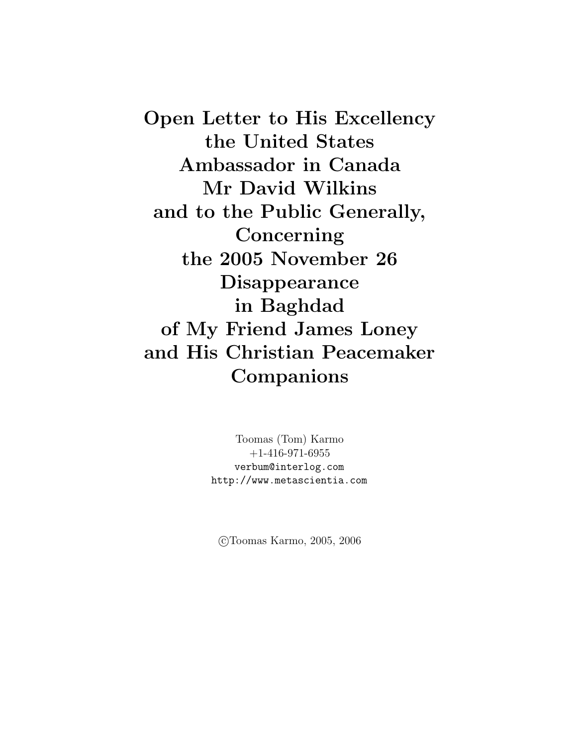# Open Letter to His Excellency the United States Ambassador in Canada Mr David Wilkins and to the Public Generally, Concerning the 2005 November 26 Disappearance in Baghdad of My Friend James Loney and His Christian Peacemaker Companions

Toomas (Tom) Karmo
+1-416-971-6955
`verbum@interlog.com`
`http://www.metascientia.com`

©Toomas Karmo, 2005, 2006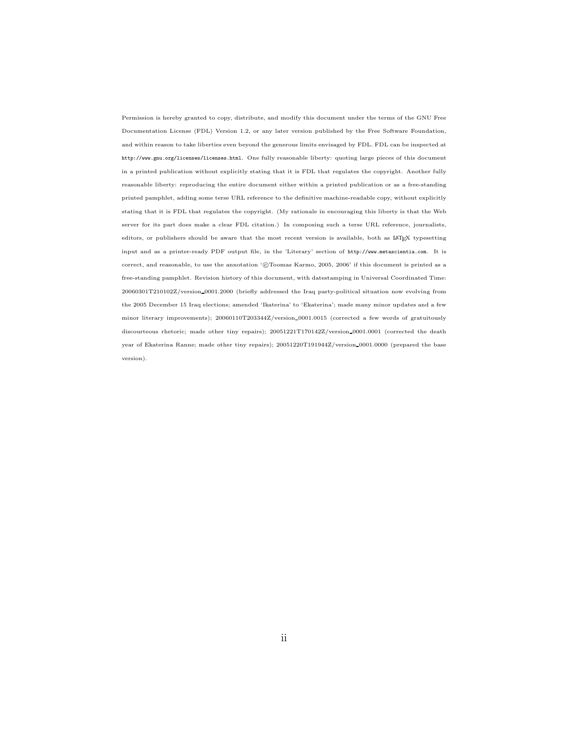Permission is hereby granted to copy, distribute, and modify this document under the terms of the GNU Free Documentation License (FDL) Version 1.2, or any later version published by the Free Software Foundation, and within reason to take liberties even beyond the generous limits envisaged by FDL. FDL can be inspected at `http://www.gnu.org/licenses/licenses.html`. One fully reasonable liberty: quoting large pieces of this document in a printed publication without explicitly stating that it is FDL that regulates the copyright. Another fully reasonable liberty: reproducing the entire document either within a printed publication or as a free-standing printed pamphlet, adding some terse URL reference to the definitive machine-readable copy, without explicitly stating that it is FDL that regulates the copyright. (My rationale in encouraging this liberty is that the Web server for its part does make a clear FDL citation.) In composing such a terse URL reference, journalists, editors, or publishers should be aware that the most recent version is available, both as LaTeX typesetting input and as a printer-ready PDF output file, in the 'Literary' section of `http://www.metascientia.com`. It is correct, and reasonable, to use the annotation '©Toomas Karmo, 2005, 2006' if this document is printed as a free-standing pamphlet. Revision history of this document, with datestamping in Universal Coordinated Time: 20060301T210102Z/version_0001.2000 (briefly addressed the Iraq party-political situation now evolving from the 2005 December 15 Iraq elections; amended 'Ikaterina' to 'Ekaterina'; made many minor updates and a few minor literary improvements); 20060110T203344Z/version_0001.0015 (corrected a few words of gratuitously discourteous rhetoric; made other tiny repairs); 20051221T170142Z/version_0001.0001 (corrected the death year of Ekaterina Ranne; made other tiny repairs); 20051220T191944Z/version_0001.0000 (prepared the base version).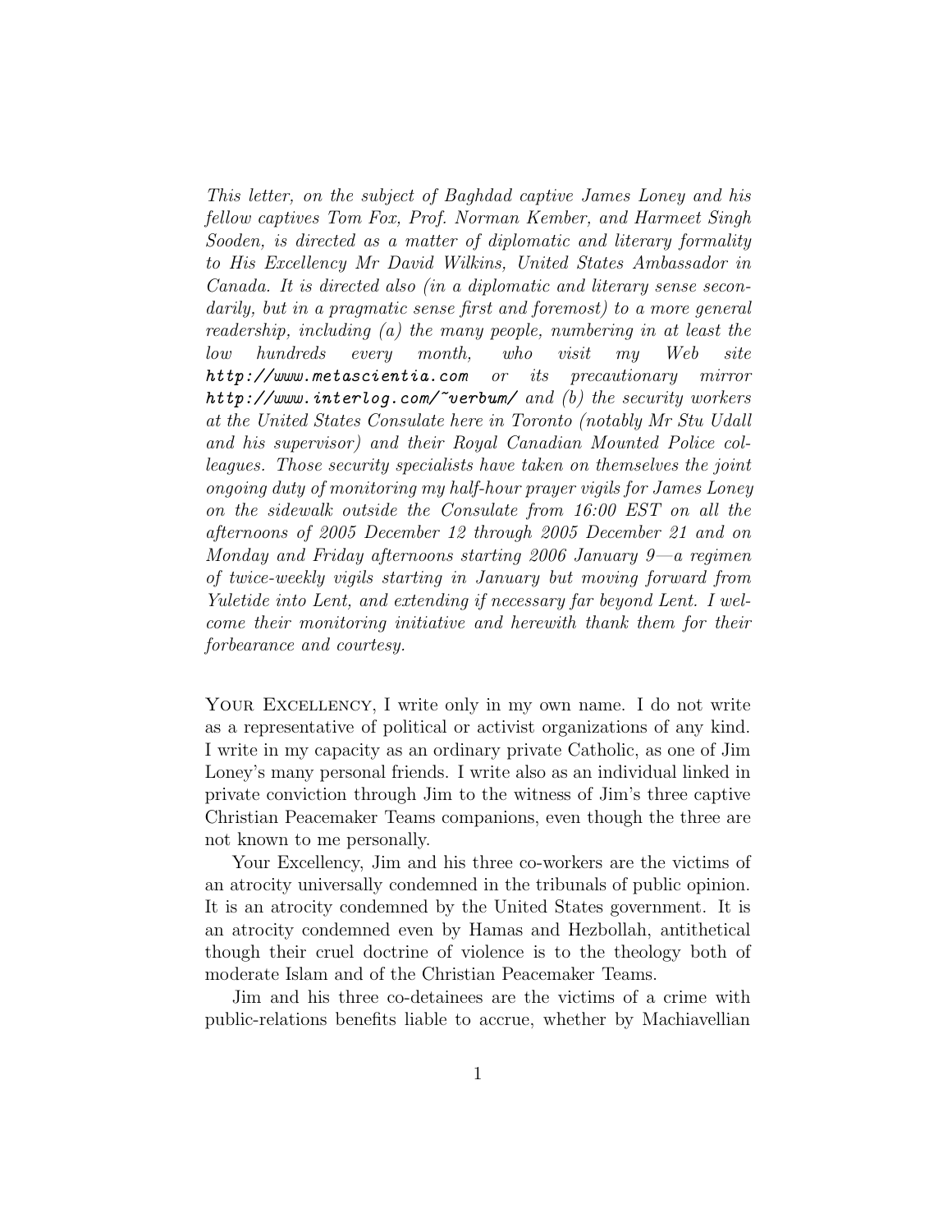*This letter, on the subject of Baghdad captive James Loney and his fellow captives Tom Fox, Prof. Norman Kember, and Harmeet Singh Sooden, is directed as a matter of diplomatic and literary formality to His Excellency Mr David Wilkins, United States Ambassador in Canada. It is directed also (in a diplomatic and literary sense secondarily, but in a pragmatic sense first and foremost) to a more general readership, including (a) the many people, numbering in at least the low hundreds every month, who visit my Web site* ***http://www.metascientia.com*** *or its precautionary mirror* ***http://www.interlog.com/~verbum/*** *and (b) the security workers at the United States Consulate here in Toronto (notably Mr Stu Udall and his supervisor) and their Royal Canadian Mounted Police colleagues. Those security specialists have taken on themselves the joint ongoing duty of monitoring my half-hour prayer vigils for James Loney on the sidewalk outside the Consulate from 16:00 EST on all the afternoons of 2005 December 12 through 2005 December 21 and on Monday and Friday afternoons starting 2006 January 9—a regimen of twice-weekly vigils starting in January but moving forward from Yuletide into Lent, and extending if necessary far beyond Lent. I welcome their monitoring initiative and herewith thank them for their forbearance and courtesy.*

YOUR EXCELLENCY, I write only in my own name. I do not write as a representative of political or activist organizations of any kind. I write in my capacity as an ordinary private Catholic, as one of Jim Loney's many personal friends. I write also as an individual linked in private conviction through Jim to the witness of Jim's three captive Christian Peacemaker Teams companions, even though the three are not known to me personally.

Your Excellency, Jim and his three co-workers are the victims of an atrocity universally condemned in the tribunals of public opinion. It is an atrocity condemned by the United States government. It is an atrocity condemned even by Hamas and Hezbollah, antithetical though their cruel doctrine of violence is to the theology both of moderate Islam and of the Christian Peacemaker Teams.

Jim and his three co-detainees are the victims of a crime with public-relations benefits liable to accrue, whether by Machiavellian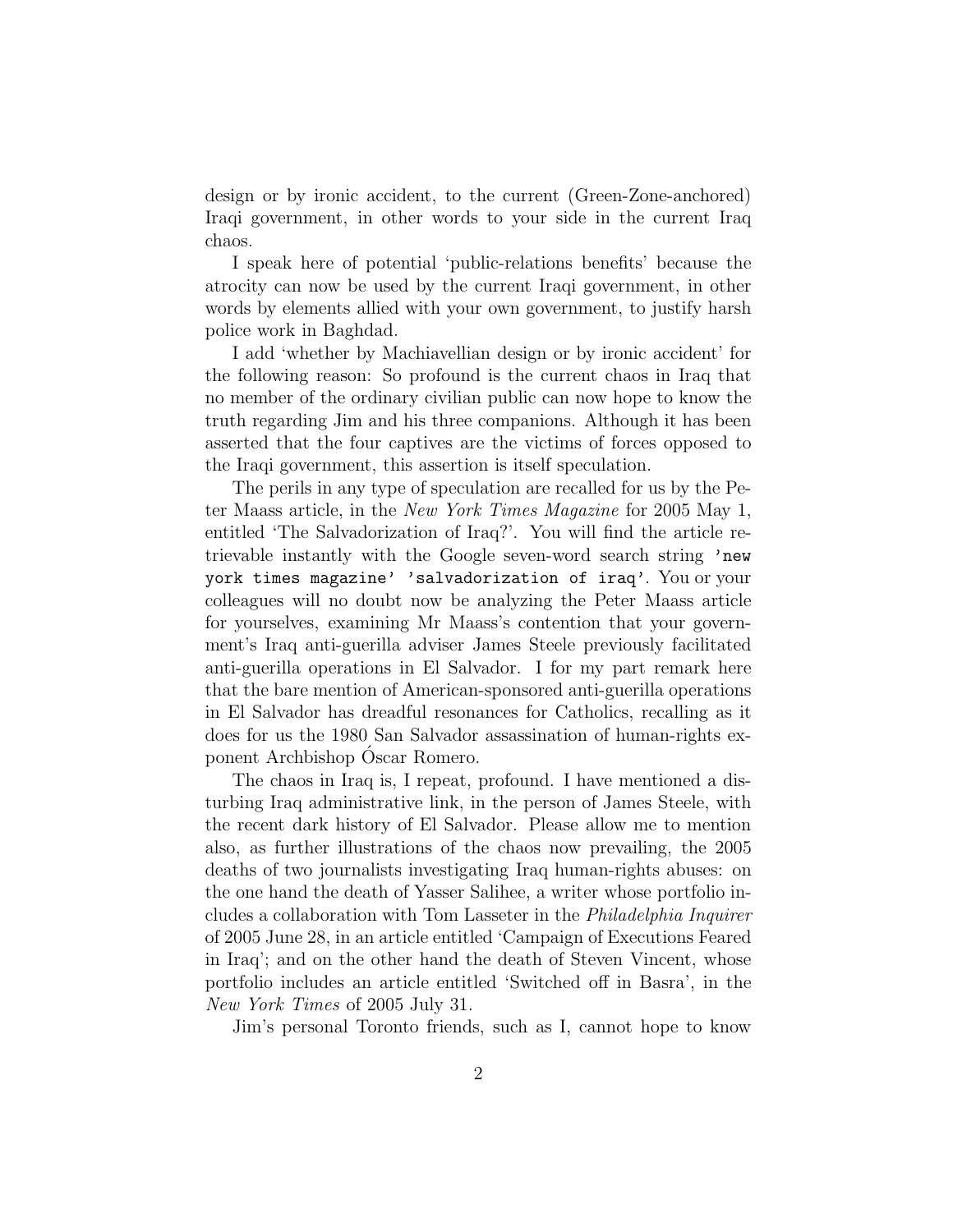design or by ironic accident, to the current (Green-Zone-anchored) Iraqi government, in other words to your side in the current Iraq chaos.

I speak here of potential 'public-relations benefits' because the atrocity can now be used by the current Iraqi government, in other words by elements allied with your own government, to justify harsh police work in Baghdad.

I add 'whether by Machiavellian design or by ironic accident' for the following reason: So profound is the current chaos in Iraq that no member of the ordinary civilian public can now hope to know the truth regarding Jim and his three companions. Although it has been asserted that the four captives are the victims of forces opposed to the Iraqi government, this assertion is itself speculation.

The perils in any type of speculation are recalled for us by the Peter Maass article, in the *New York Times Magazine* for 2005 May 1, entitled 'The Salvadorization of Iraq?'. You will find the article retrievable instantly with the Google seven-word search string `'new york times magazine' 'salvadorization of iraq'`. You or your colleagues will no doubt now be analyzing the Peter Maass article for yourselves, examining Mr Maass's contention that your government's Iraq anti-guerilla adviser James Steele previously facilitated anti-guerilla operations in El Salvador. I for my part remark here that the bare mention of American-sponsored anti-guerilla operations in El Salvador has dreadful resonances for Catholics, recalling as it does for us the 1980 San Salvador assassination of human-rights exponent Archbishop Óscar Romero.

The chaos in Iraq is, I repeat, profound. I have mentioned a disturbing Iraq administrative link, in the person of James Steele, with the recent dark history of El Salvador. Please allow me to mention also, as further illustrations of the chaos now prevailing, the 2005 deaths of two journalists investigating Iraq human-rights abuses: on the one hand the death of Yasser Salihee, a writer whose portfolio includes a collaboration with Tom Lasseter in the *Philadelphia Inquirer* of 2005 June 28, in an article entitled 'Campaign of Executions Feared in Iraq'; and on the other hand the death of Steven Vincent, whose portfolio includes an article entitled 'Switched off in Basra', in the *New York Times* of 2005 July 31.

Jim's personal Toronto friends, such as I, cannot hope to know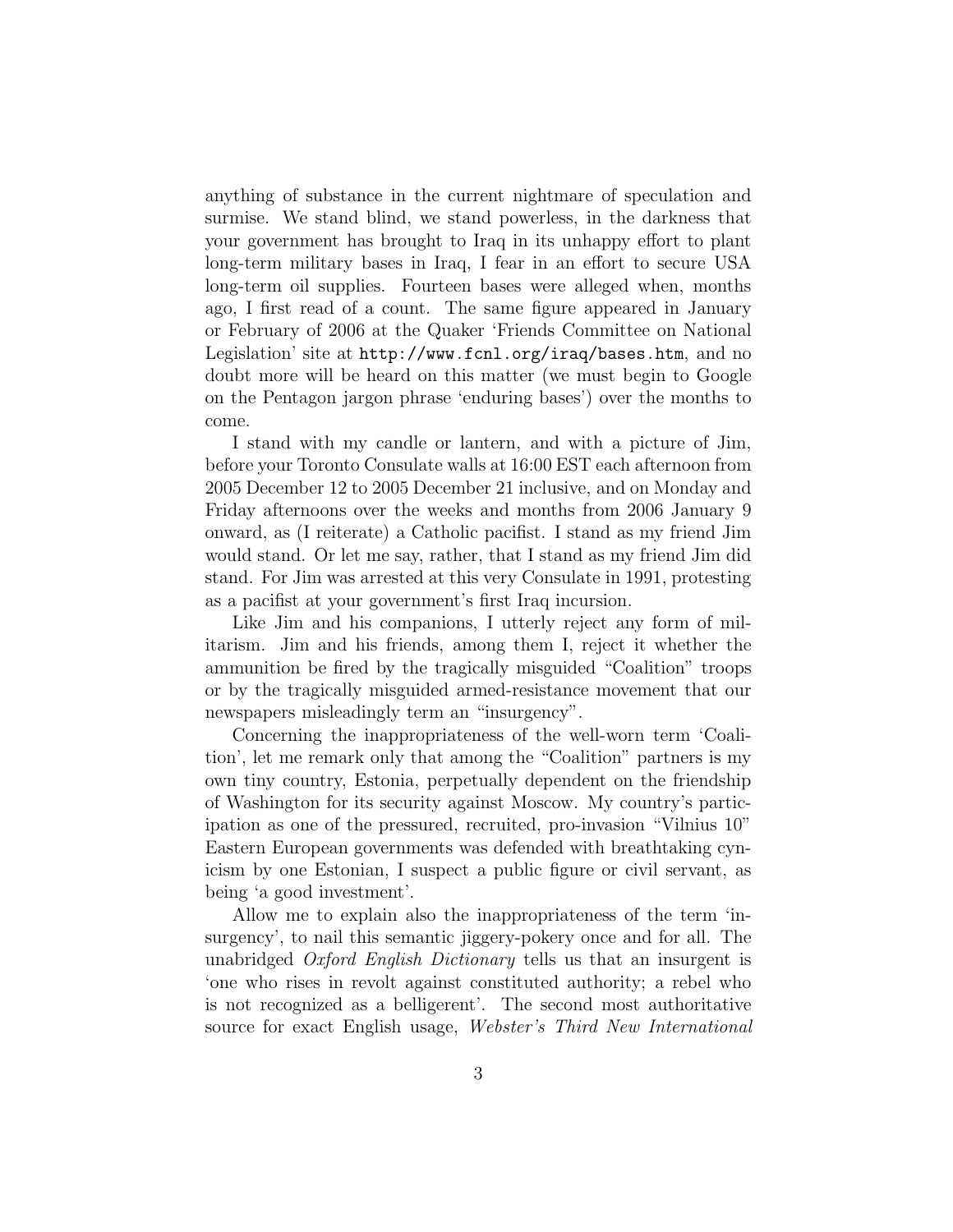anything of substance in the current nightmare of speculation and surmise. We stand blind, we stand powerless, in the darkness that your government has brought to Iraq in its unhappy effort to plant long-term military bases in Iraq, I fear in an effort to secure USA long-term oil supplies. Fourteen bases were alleged when, months ago, I first read of a count. The same figure appeared in January or February of 2006 at the Quaker 'Friends Committee on National Legislation' site at `http://www.fcnl.org/iraq/bases.htm`, and no doubt more will be heard on this matter (we must begin to Google on the Pentagon jargon phrase 'enduring bases') over the months to come.

I stand with my candle or lantern, and with a picture of Jim, before your Toronto Consulate walls at 16:00 EST each afternoon from 2005 December 12 to 2005 December 21 inclusive, and on Monday and Friday afternoons over the weeks and months from 2006 January 9 onward, as (I reiterate) a Catholic pacifist. I stand as my friend Jim would stand. Or let me say, rather, that I stand as my friend Jim did stand. For Jim was arrested at this very Consulate in 1991, protesting as a pacifist at your government's first Iraq incursion.

Like Jim and his companions, I utterly reject any form of militarism. Jim and his friends, among them I, reject it whether the ammunition be fired by the tragically misguided "Coalition" troops or by the tragically misguided armed-resistance movement that our newspapers misleadingly term an "insurgency".

Concerning the inappropriateness of the well-worn term 'Coalition', let me remark only that among the "Coalition" partners is my own tiny country, Estonia, perpetually dependent on the friendship of Washington for its security against Moscow. My country's participation as one of the pressured, recruited, pro-invasion "Vilnius 10" Eastern European governments was defended with breathtaking cynicism by one Estonian, I suspect a public figure or civil servant, as being 'a good investment'.

Allow me to explain also the inappropriateness of the term 'insurgency', to nail this semantic jiggery-pokery once and for all. The unabridged *Oxford English Dictionary* tells us that an insurgent is 'one who rises in revolt against constituted authority; a rebel who is not recognized as a belligerent'. The second most authoritative source for exact English usage, *Webster's Third New International*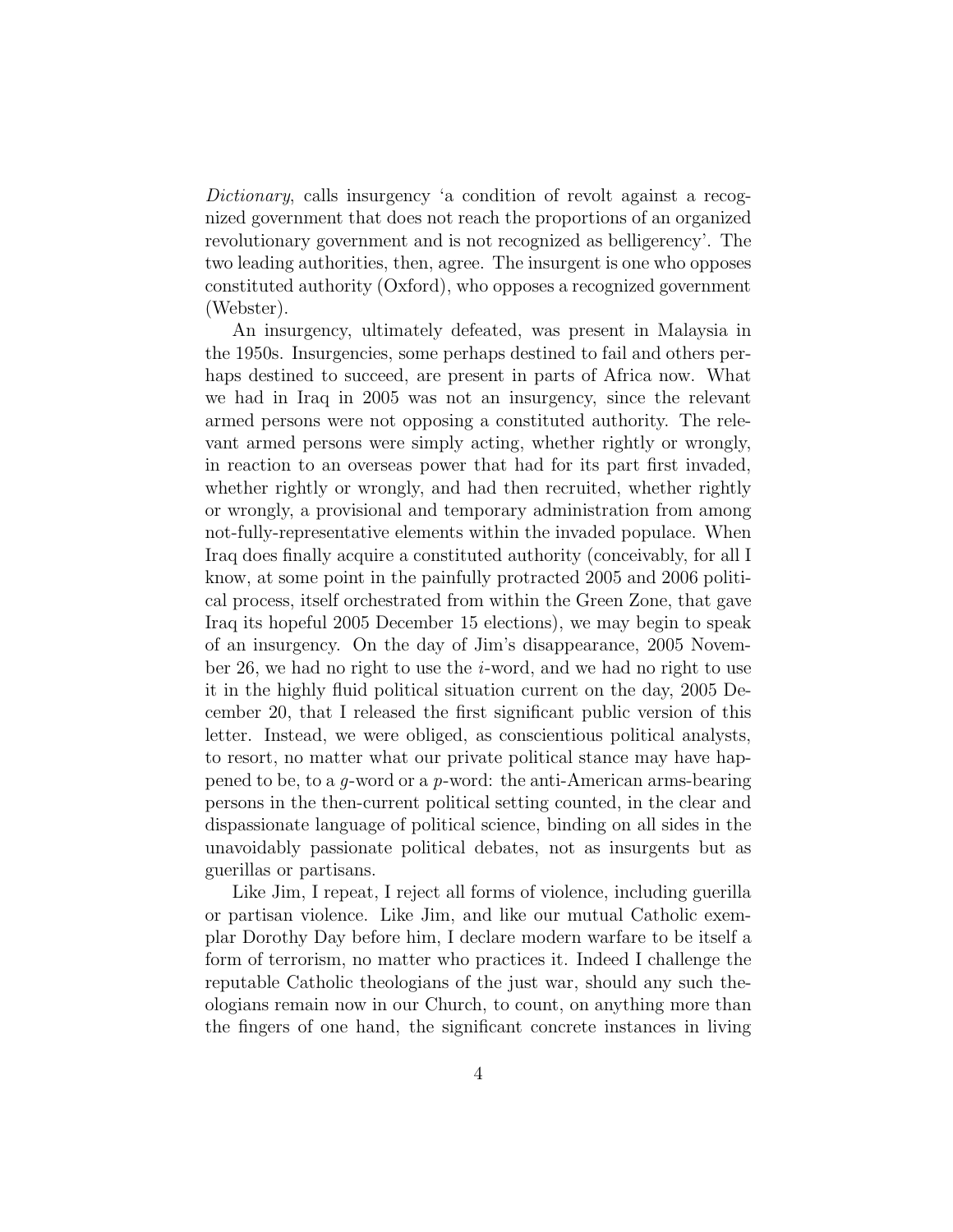*Dictionary*, calls insurgency 'a condition of revolt against a recognized government that does not reach the proportions of an organized revolutionary government and is not recognized as belligerency'. The two leading authorities, then, agree. The insurgent is one who opposes constituted authority (Oxford), who opposes a recognized government (Webster).

An insurgency, ultimately defeated, was present in Malaysia in the 1950s. Insurgencies, some perhaps destined to fail and others perhaps destined to succeed, are present in parts of Africa now. What we had in Iraq in 2005 was not an insurgency, since the relevant armed persons were not opposing a constituted authority. The relevant armed persons were simply acting, whether rightly or wrongly, in reaction to an overseas power that had for its part first invaded, whether rightly or wrongly, and had then recruited, whether rightly or wrongly, a provisional and temporary administration from among not-fully-representative elements within the invaded populace. When Iraq does finally acquire a constituted authority (conceivably, for all I know, at some point in the painfully protracted 2005 and 2006 political process, itself orchestrated from within the Green Zone, that gave Iraq its hopeful 2005 December 15 elections), we may begin to speak of an insurgency. On the day of Jim's disappearance, 2005 November 26, we had no right to use the *i*-word, and we had no right to use it in the highly fluid political situation current on the day, 2005 December 20, that I released the first significant public version of this letter. Instead, we were obliged, as conscientious political analysts, to resort, no matter what our private political stance may have happened to be, to a *g*-word or a *p*-word: the anti-American arms-bearing persons in the then-current political setting counted, in the clear and dispassionate language of political science, binding on all sides in the unavoidably passionate political debates, not as insurgents but as guerillas or partisans.

Like Jim, I repeat, I reject all forms of violence, including guerilla or partisan violence. Like Jim, and like our mutual Catholic exemplar Dorothy Day before him, I declare modern warfare to be itself a form of terrorism, no matter who practices it. Indeed I challenge the reputable Catholic theologians of the just war, should any such theologians remain now in our Church, to count, on anything more than the fingers of one hand, the significant concrete instances in living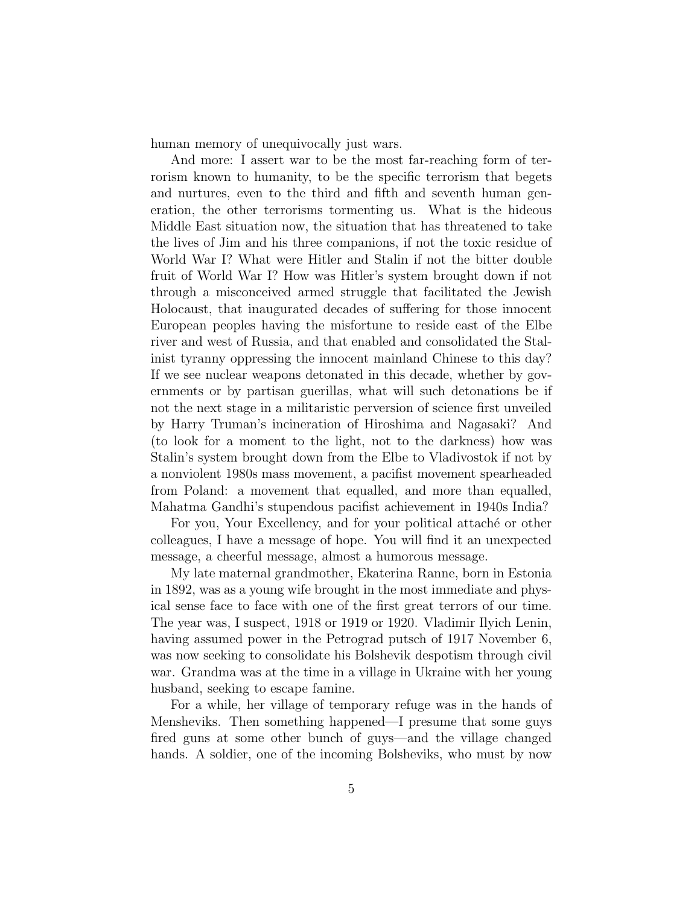human memory of unequivocally just wars.

And more: I assert war to be the most far-reaching form of terrorism known to humanity, to be the specific terrorism that begets and nurtures, even to the third and fifth and seventh human generation, the other terrorisms tormenting us. What is the hideous Middle East situation now, the situation that has threatened to take the lives of Jim and his three companions, if not the toxic residue of World War I? What were Hitler and Stalin if not the bitter double fruit of World War I? How was Hitler's system brought down if not through a misconceived armed struggle that facilitated the Jewish Holocaust, that inaugurated decades of suffering for those innocent European peoples having the misfortune to reside east of the Elbe river and west of Russia, and that enabled and consolidated the Stalinist tyranny oppressing the innocent mainland Chinese to this day? If we see nuclear weapons detonated in this decade, whether by governments or by partisan guerillas, what will such detonations be if not the next stage in a militaristic perversion of science first unveiled by Harry Truman's incineration of Hiroshima and Nagasaki? And (to look for a moment to the light, not to the darkness) how was Stalin's system brought down from the Elbe to Vladivostok if not by a nonviolent 1980s mass movement, a pacifist movement spearheaded from Poland: a movement that equalled, and more than equalled, Mahatma Gandhi's stupendous pacifist achievement in 1940s India?

For you, Your Excellency, and for your political attaché or other colleagues, I have a message of hope. You will find it an unexpected message, a cheerful message, almost a humorous message.

My late maternal grandmother, Ekaterina Ranne, born in Estonia in 1892, was as a young wife brought in the most immediate and physical sense face to face with one of the first great terrors of our time. The year was, I suspect, 1918 or 1919 or 1920. Vladimir Ilyich Lenin, having assumed power in the Petrograd putsch of 1917 November 6, was now seeking to consolidate his Bolshevik despotism through civil war. Grandma was at the time in a village in Ukraine with her young husband, seeking to escape famine.

For a while, her village of temporary refuge was in the hands of Mensheviks. Then something happened—I presume that some guys fired guns at some other bunch of guys—and the village changed hands. A soldier, one of the incoming Bolsheviks, who must by now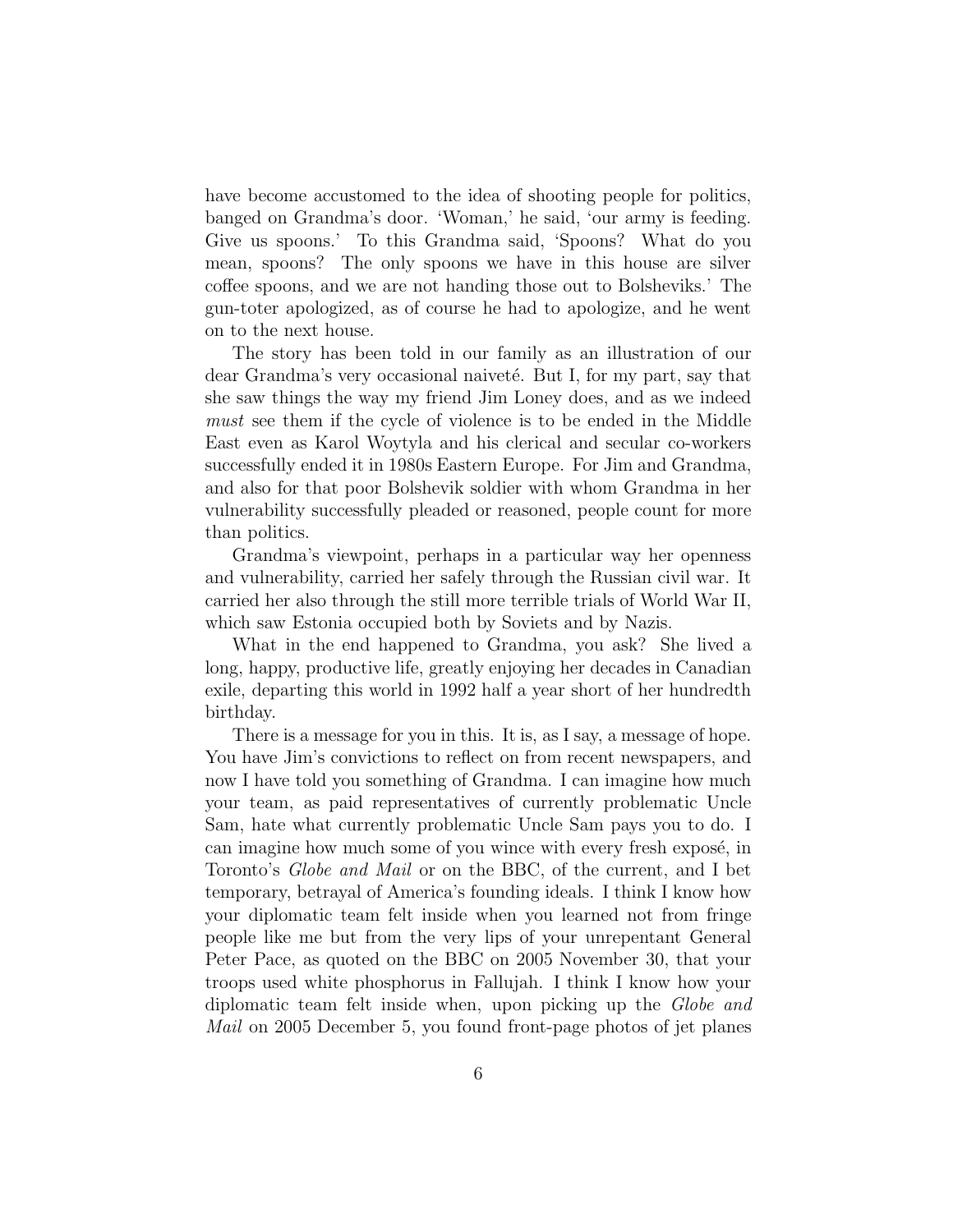have become accustomed to the idea of shooting people for politics, banged on Grandma's door. 'Woman,' he said, 'our army is feeding. Give us spoons.' To this Grandma said, 'Spoons? What do you mean, spoons? The only spoons we have in this house are silver coffee spoons, and we are not handing those out to Bolsheviks.' The gun-toter apologized, as of course he had to apologize, and he went on to the next house.

The story has been told in our family as an illustration of our dear Grandma's very occasional naiveté. But I, for my part, say that she saw things the way my friend Jim Loney does, and as we indeed *must* see them if the cycle of violence is to be ended in the Middle East even as Karol Woytyla and his clerical and secular co-workers successfully ended it in 1980s Eastern Europe. For Jim and Grandma, and also for that poor Bolshevik soldier with whom Grandma in her vulnerability successfully pleaded or reasoned, people count for more than politics.

Grandma's viewpoint, perhaps in a particular way her openness and vulnerability, carried her safely through the Russian civil war. It carried her also through the still more terrible trials of World War II, which saw Estonia occupied both by Soviets and by Nazis.

What in the end happened to Grandma, you ask? She lived a long, happy, productive life, greatly enjoying her decades in Canadian exile, departing this world in 1992 half a year short of her hundredth birthday.

There is a message for you in this. It is, as I say, a message of hope. You have Jim's convictions to reflect on from recent newspapers, and now I have told you something of Grandma. I can imagine how much your team, as paid representatives of currently problematic Uncle Sam, hate what currently problematic Uncle Sam pays you to do. I can imagine how much some of you wince with every fresh exposé, in Toronto's *Globe and Mail* or on the BBC, of the current, and I bet temporary, betrayal of America's founding ideals. I think I know how your diplomatic team felt inside when you learned not from fringe people like me but from the very lips of your unrepentant General Peter Pace, as quoted on the BBC on 2005 November 30, that your troops used white phosphorus in Fallujah. I think I know how your diplomatic team felt inside when, upon picking up the *Globe and Mail* on 2005 December 5, you found front-page photos of jet planes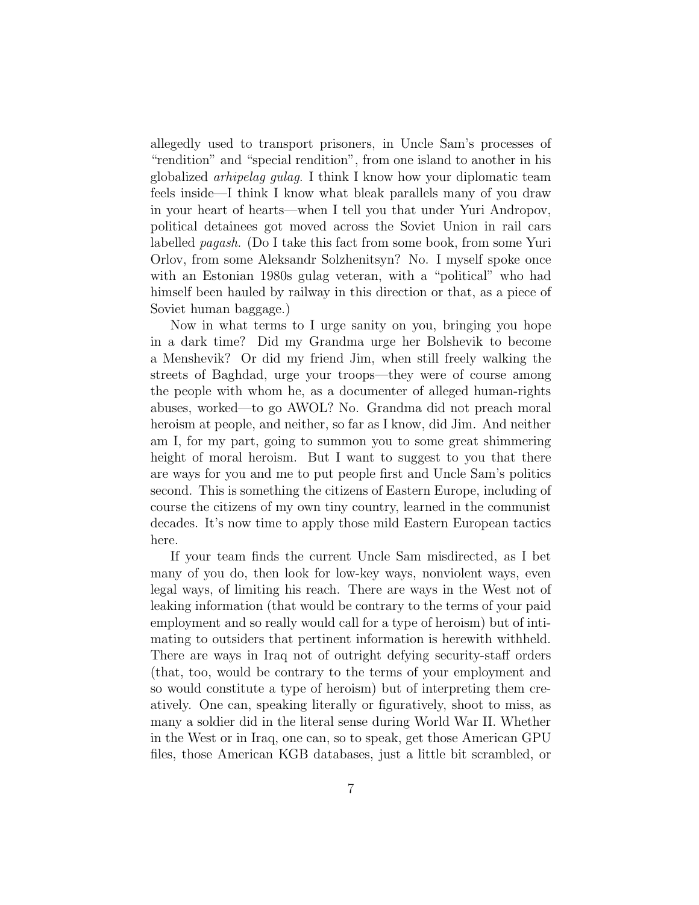allegedly used to transport prisoners, in Uncle Sam's processes of "rendition" and "special rendition", from one island to another in his globalized *arhipelag gulag*. I think I know how your diplomatic team feels inside—I think I know what bleak parallels many of you draw in your heart of hearts—when I tell you that under Yuri Andropov, political detainees got moved across the Soviet Union in rail cars labelled *pagash*. (Do I take this fact from some book, from some Yuri Orlov, from some Aleksandr Solzhenitsyn? No. I myself spoke once with an Estonian 1980s gulag veteran, with a "political" who had himself been hauled by railway in this direction or that, as a piece of Soviet human baggage.)

Now in what terms to I urge sanity on you, bringing you hope in a dark time? Did my Grandma urge her Bolshevik to become a Menshevik? Or did my friend Jim, when still freely walking the streets of Baghdad, urge your troops—they were of course among the people with whom he, as a documenter of alleged human-rights abuses, worked—to go AWOL? No. Grandma did not preach moral heroism at people, and neither, so far as I know, did Jim. And neither am I, for my part, going to summon you to some great shimmering height of moral heroism. But I want to suggest to you that there are ways for you and me to put people first and Uncle Sam's politics second. This is something the citizens of Eastern Europe, including of course the citizens of my own tiny country, learned in the communist decades. It's now time to apply those mild Eastern European tactics here.

If your team finds the current Uncle Sam misdirected, as I bet many of you do, then look for low-key ways, nonviolent ways, even legal ways, of limiting his reach. There are ways in the West not of leaking information (that would be contrary to the terms of your paid employment and so really would call for a type of heroism) but of intimating to outsiders that pertinent information is herewith withheld. There are ways in Iraq not of outright defying security-staff orders (that, too, would be contrary to the terms of your employment and so would constitute a type of heroism) but of interpreting them creatively. One can, speaking literally or figuratively, shoot to miss, as many a soldier did in the literal sense during World War II. Whether in the West or in Iraq, one can, so to speak, get those American GPU files, those American KGB databases, just a little bit scrambled, or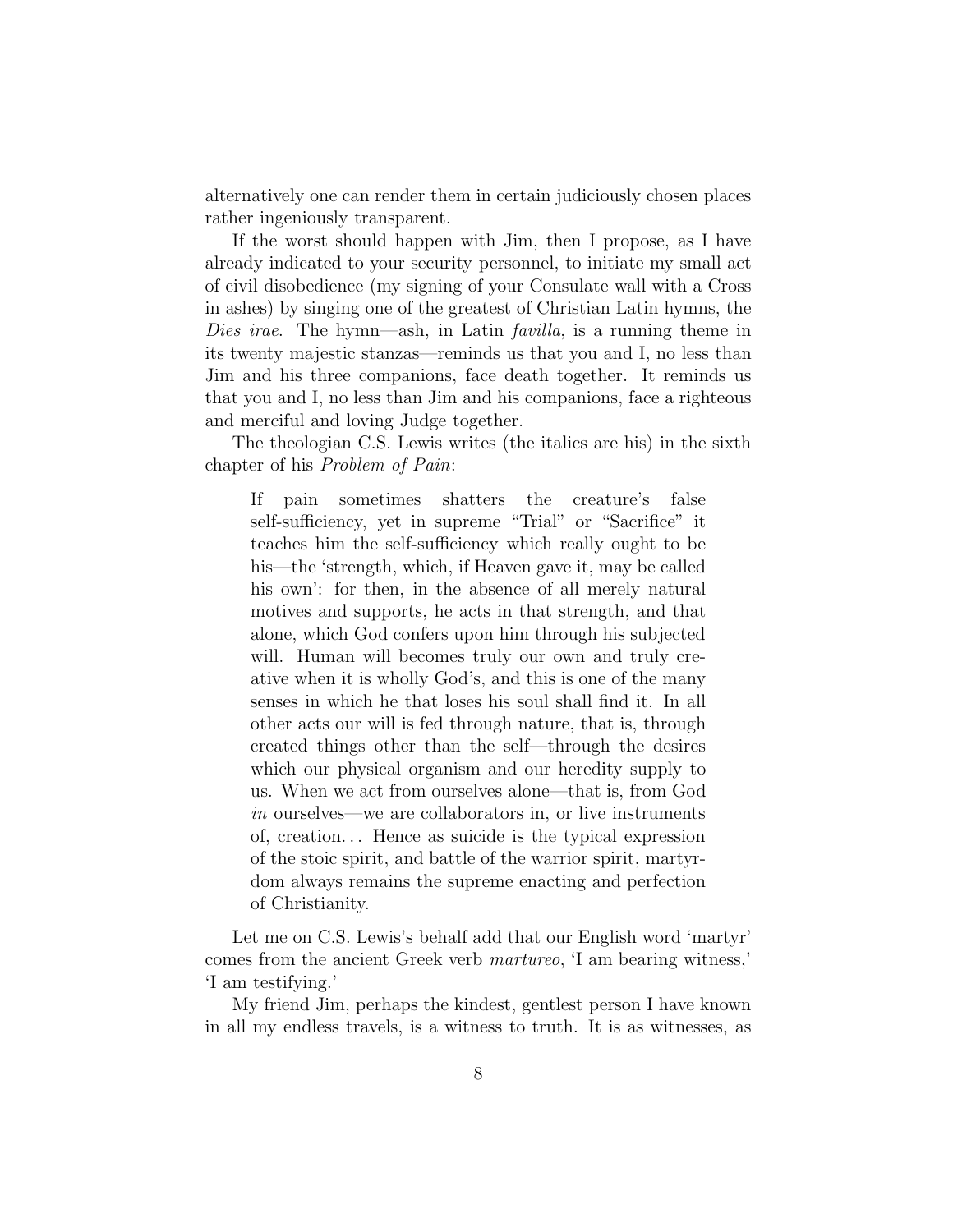alternatively one can render them in certain judiciously chosen places rather ingeniously transparent.

If the worst should happen with Jim, then I propose, as I have already indicated to your security personnel, to initiate my small act of civil disobedience (my signing of your Consulate wall with a Cross in ashes) by singing one of the greatest of Christian Latin hymns, the *Dies irae*. The hymn—ash, in Latin *favilla*, is a running theme in its twenty majestic stanzas—reminds us that you and I, no less than Jim and his three companions, face death together. It reminds us that you and I, no less than Jim and his companions, face a righteous and merciful and loving Judge together.

The theologian C.S. Lewis writes (the italics are his) in the sixth chapter of his *Problem of Pain*:

> If pain sometimes shatters the creature's false self-sufficiency, yet in supreme "Trial" or "Sacrifice" it teaches him the self-sufficiency which really ought to be his—the 'strength, which, if Heaven gave it, may be called his own': for then, in the absence of all merely natural motives and supports, he acts in that strength, and that alone, which God confers upon him through his subjected will. Human will becomes truly our own and truly creative when it is wholly God's, and this is one of the many senses in which he that loses his soul shall find it. In all other acts our will is fed through nature, that is, through created things other than the self—through the desires which our physical organism and our heredity supply to us. When we act from ourselves alone—that is, from God *in* ourselves—we are collaborators in, or live instruments of, creation... Hence as suicide is the typical expression of the stoic spirit, and battle of the warrior spirit, martyrdom always remains the supreme enacting and perfection of Christianity.

Let me on C.S. Lewis's behalf add that our English word 'martyr' comes from the ancient Greek verb *martureo*, 'I am bearing witness,' 'I am testifying.'

My friend Jim, perhaps the kindest, gentlest person I have known in all my endless travels, is a witness to truth. It is as witnesses, as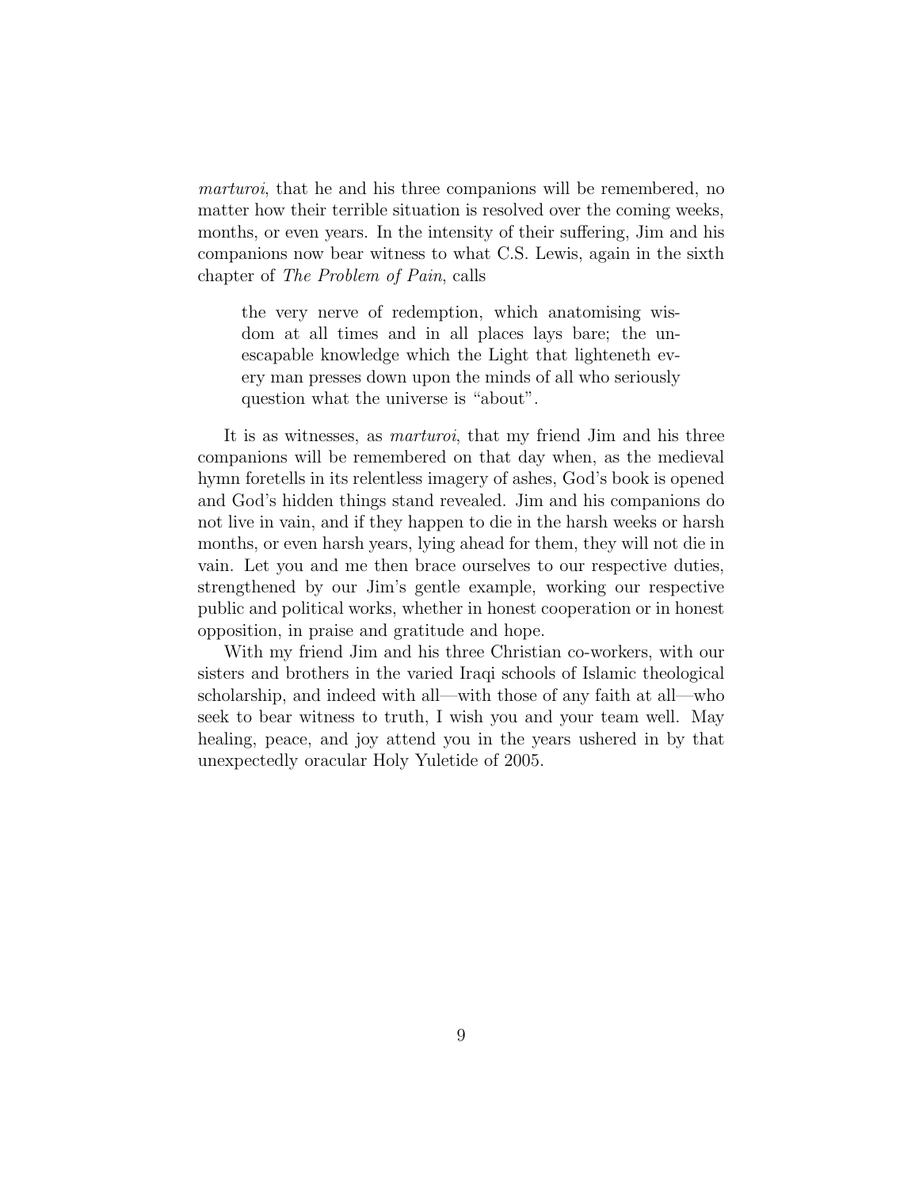*marturoi*, that he and his three companions will be remembered, no matter how their terrible situation is resolved over the coming weeks, months, or even years. In the intensity of their suffering, Jim and his companions now bear witness to what C.S. Lewis, again in the sixth chapter of *The Problem of Pain*, calls

> the very nerve of redemption, which anatomising wisdom at all times and in all places lays bare; the unescapable knowledge which the Light that lighteneth every man presses down upon the minds of all who seriously question what the universe is "about".

It is as witnesses, as *marturoi*, that my friend Jim and his three companions will be remembered on that day when, as the medieval hymn foretells in its relentless imagery of ashes, God's book is opened and God's hidden things stand revealed. Jim and his companions do not live in vain, and if they happen to die in the harsh weeks or harsh months, or even harsh years, lying ahead for them, they will not die in vain. Let you and me then brace ourselves to our respective duties, strengthened by our Jim's gentle example, working our respective public and political works, whether in honest cooperation or in honest opposition, in praise and gratitude and hope.

With my friend Jim and his three Christian co-workers, with our sisters and brothers in the varied Iraqi schools of Islamic theological scholarship, and indeed with all—with those of any faith at all—who seek to bear witness to truth, I wish you and your team well. May healing, peace, and joy attend you in the years ushered in by that unexpectedly oracular Holy Yuletide of 2005.